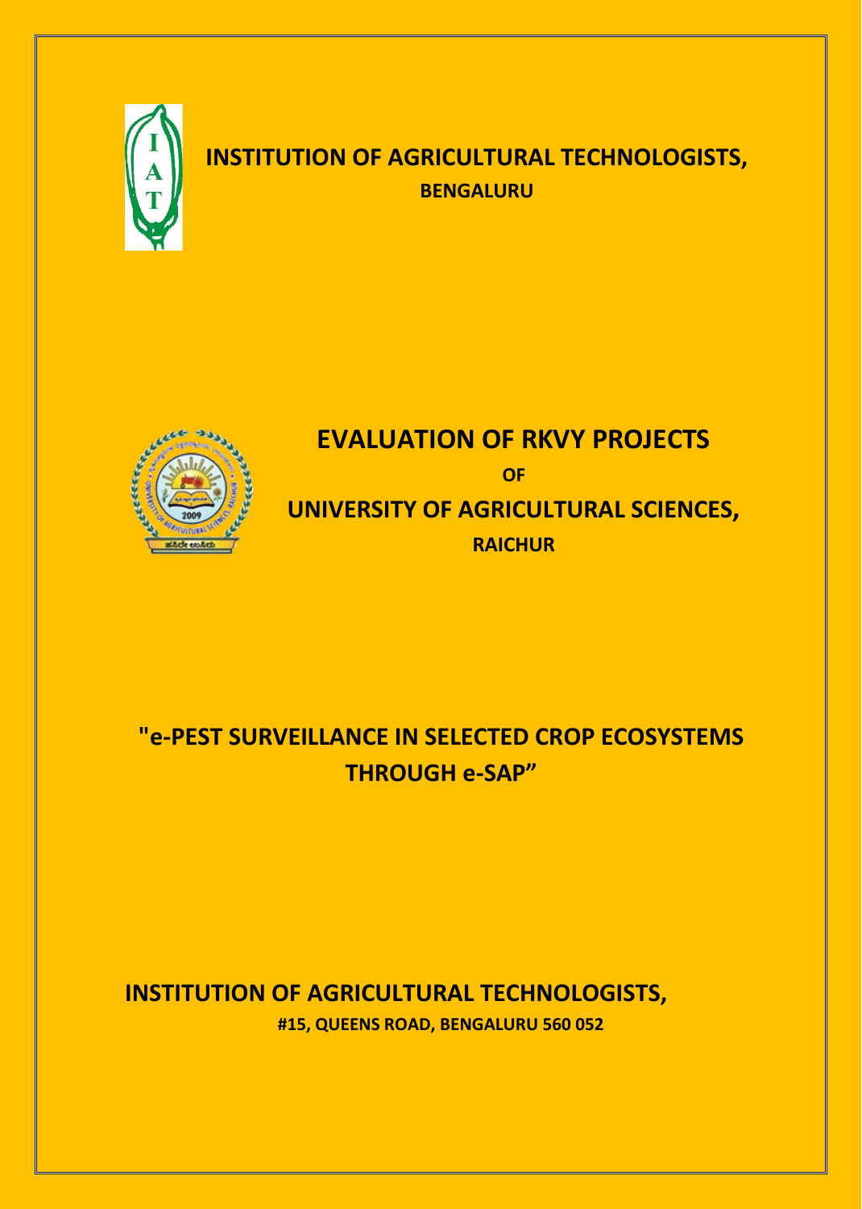# INSTITUTION OF AGRICULTURAL TECHNOLOGISTS,

**BENGALURU**

# EVALUATION OF RKVY PROJECTS

**OF**

## UNIVERSITY OF AGRICULTURAL SCIENCES,

**RAICHUR**

# "e-PEST SURVEILLANCE IN SELECTED CROP ECOSYSTEMS THROUGH e-SAP"

**INSTITUTION OF AGRICULTURAL TECHNOLOGISTS,**

**#15, QUEENS ROAD, BENGALURU 560 052**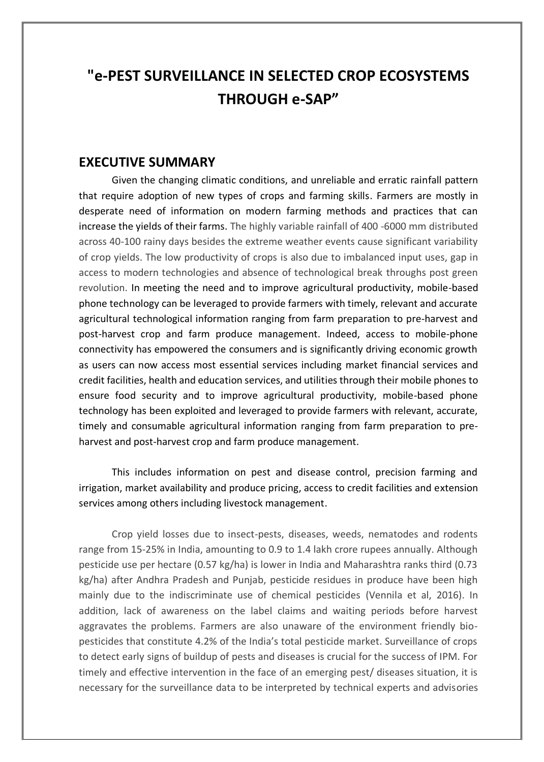# "e-PEST SURVEILLANCE IN SELECTED CROP ECOSYSTEMS THROUGH e-SAP"

## EXECUTIVE SUMMARY

Given the changing climatic conditions, and unreliable and erratic rainfall pattern that require adoption of new types of crops and farming skills. Farmers are mostly in desperate need of information on modern farming methods and practices that can increase the yields of their farms. The highly variable rainfall of 400 -6000 mm distributed across 40-100 rainy days besides the extreme weather events cause significant variability of crop yields. The low productivity of crops is also due to imbalanced input uses, gap in access to modern technologies and absence of technological break throughs post green revolution. In meeting the need and to improve agricultural productivity, mobile-based phone technology can be leveraged to provide farmers with timely, relevant and accurate agricultural technological information ranging from farm preparation to pre-harvest and post-harvest crop and farm produce management. Indeed, access to mobile-phone connectivity has empowered the consumers and is significantly driving economic growth as users can now access most essential services including market financial services and credit facilities, health and education services, and utilities through their mobile phones to ensure food security and to improve agricultural productivity, mobile-based phone technology has been exploited and leveraged to provide farmers with relevant, accurate, timely and consumable agricultural information ranging from farm preparation to pre-harvest and post-harvest crop and farm produce management.

This includes information on pest and disease control, precision farming and irrigation, market availability and produce pricing, access to credit facilities and extension services among others including livestock management.

Crop yield losses due to insect-pests, diseases, weeds, nematodes and rodents range from 15-25% in India, amounting to 0.9 to 1.4 lakh crore rupees annually. Although pesticide use per hectare (0.57 kg/ha) is lower in India and Maharashtra ranks third (0.73 kg/ha) after Andhra Pradesh and Punjab, pesticide residues in produce have been high mainly due to the indiscriminate use of chemical pesticides (Vennila et al, 2016). In addition, lack of awareness on the label claims and waiting periods before harvest aggravates the problems. Farmers are also unaware of the environment friendly bio-pesticides that constitute 4.2% of the India's total pesticide market. Surveillance of crops to detect early signs of buildup of pests and diseases is crucial for the success of IPM. For timely and effective intervention in the face of an emerging pest/ diseases situation, it is necessary for the surveillance data to be interpreted by technical experts and advisories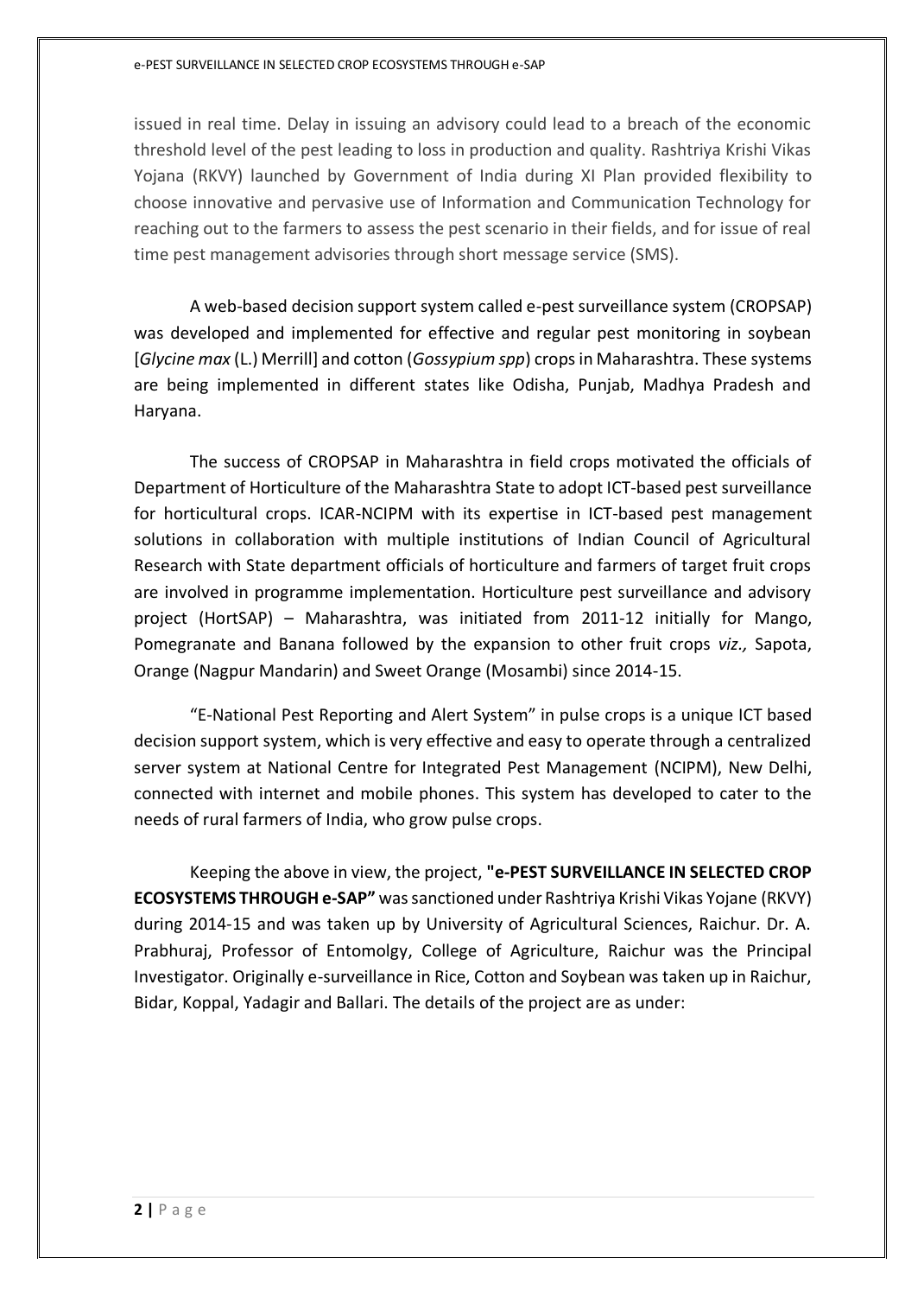issued in real time. Delay in issuing an advisory could lead to a breach of the economic threshold level of the pest leading to loss in production and quality. Rashtriya Krishi Vikas Yojana (RKVY) launched by Government of India during XI Plan provided flexibility to choose innovative and pervasive use of Information and Communication Technology for reaching out to the farmers to assess the pest scenario in their fields, and for issue of real time pest management advisories through short message service (SMS).

A web-based decision support system called e-pest surveillance system (CROPSAP) was developed and implemented for effective and regular pest monitoring in soybean [*Glycine max* (L.) Merrill] and cotton (*Gossypium spp*) crops in Maharashtra. These systems are being implemented in different states like Odisha, Punjab, Madhya Pradesh and Haryana.

The success of CROPSAP in Maharashtra in field crops motivated the officials of Department of Horticulture of the Maharashtra State to adopt ICT-based pest surveillance for horticultural crops. ICAR-NCIPM with its expertise in ICT-based pest management solutions in collaboration with multiple institutions of Indian Council of Agricultural Research with State department officials of horticulture and farmers of target fruit crops are involved in programme implementation. Horticulture pest surveillance and advisory project (HortSAP) – Maharashtra, was initiated from 2011-12 initially for Mango, Pomegranate and Banana followed by the expansion to other fruit crops *viz.,* Sapota, Orange (Nagpur Mandarin) and Sweet Orange (Mosambi) since 2014-15.

"E-National Pest Reporting and Alert System" in pulse crops is a unique ICT based decision support system, which is very effective and easy to operate through a centralized server system at National Centre for Integrated Pest Management (NCIPM), New Delhi, connected with internet and mobile phones. This system has developed to cater to the needs of rural farmers of India, who grow pulse crops.

Keeping the above in view, the project, **"e-PEST SURVEILLANCE IN SELECTED CROP ECOSYSTEMS THROUGH e-SAP"** was sanctioned under Rashtriya Krishi Vikas Yojane (RKVY) during 2014-15 and was taken up by University of Agricultural Sciences, Raichur. Dr. A. Prabhuraj, Professor of Entomolgy, College of Agriculture, Raichur was the Principal Investigator. Originally e-surveillance in Rice, Cotton and Soybean was taken up in Raichur, Bidar, Koppal, Yadagir and Ballari. The details of the project are as under: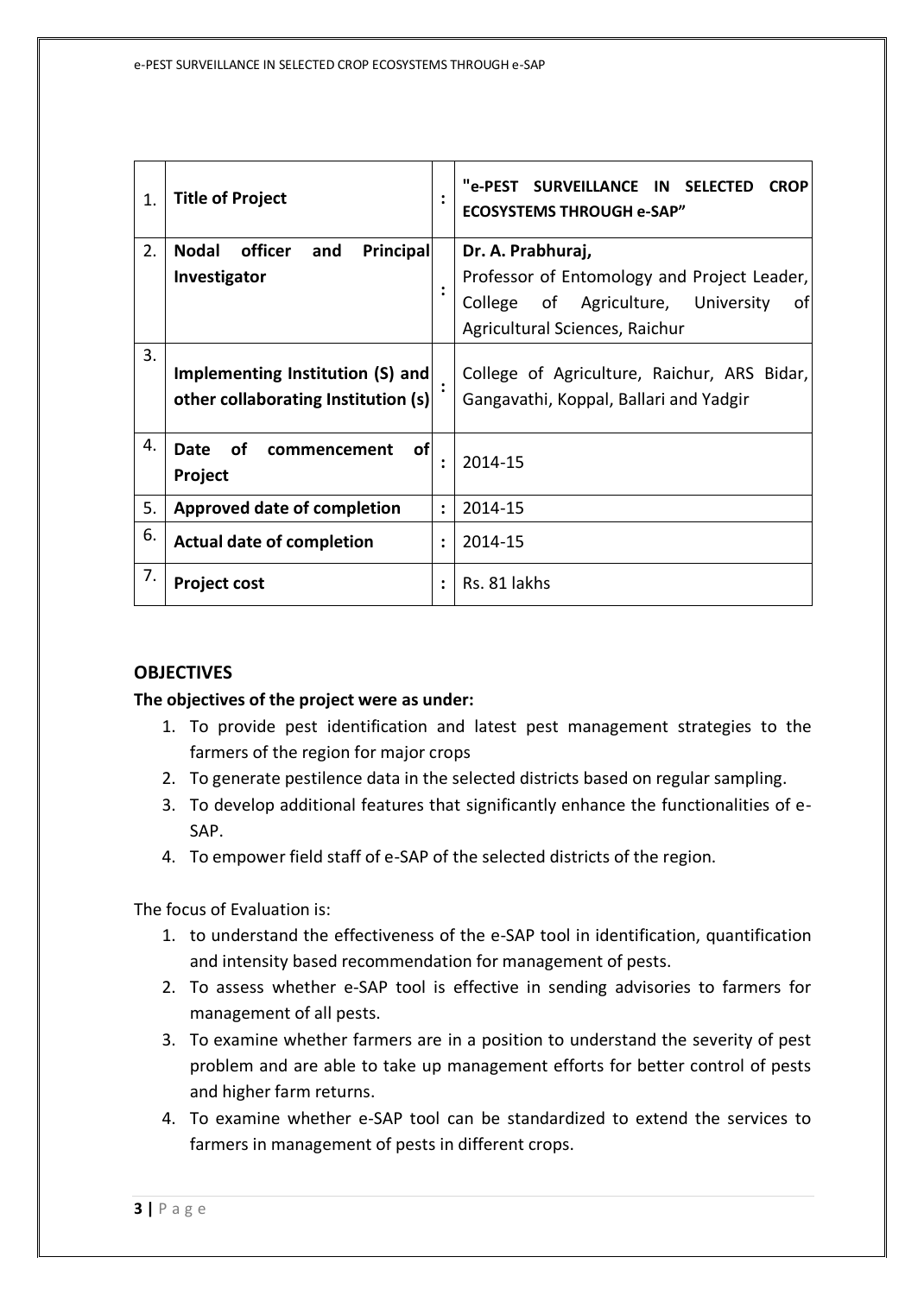| 1. | Title of Project | : | "e-PEST SURVEILLANCE IN SELECTED CROP ECOSYSTEMS THROUGH e-SAP" |
|---|---|---|---|
| 2. | Nodal officer and Principal Investigator | : | Dr. A. Prabhuraj, Professor of Entomology and Project Leader, College of Agriculture, University of Agricultural Sciences, Raichur |
| 3. | Implementing Institution (S) and other collaborating Institution (s) | : | College of Agriculture, Raichur, ARS Bidar, Gangavathi, Koppal, Ballari and Yadgir |
| 4. | Date of commencement of Project | : | 2014-15 |
| 5. | Approved date of completion | : | 2014-15 |
| 6. | Actual date of completion | : | 2014-15 |
| 7. | Project cost | : | Rs. 81 lakhs |

## OBJECTIVES

**The objectives of the project were as under:**

1. To provide pest identification and latest pest management strategies to the farmers of the region for major crops
2. To generate pestilence data in the selected districts based on regular sampling.
3. To develop additional features that significantly enhance the functionalities of e-SAP.
4. To empower field staff of e-SAP of the selected districts of the region.

The focus of Evaluation is:

1. to understand the effectiveness of the e-SAP tool in identification, quantification and intensity based recommendation for management of pests.
2. To assess whether e-SAP tool is effective in sending advisories to farmers for management of all pests.
3. To examine whether farmers are in a position to understand the severity of pest problem and are able to take up management efforts for better control of pests and higher farm returns.
4. To examine whether e-SAP tool can be standardized to extend the services to farmers in management of pests in different crops.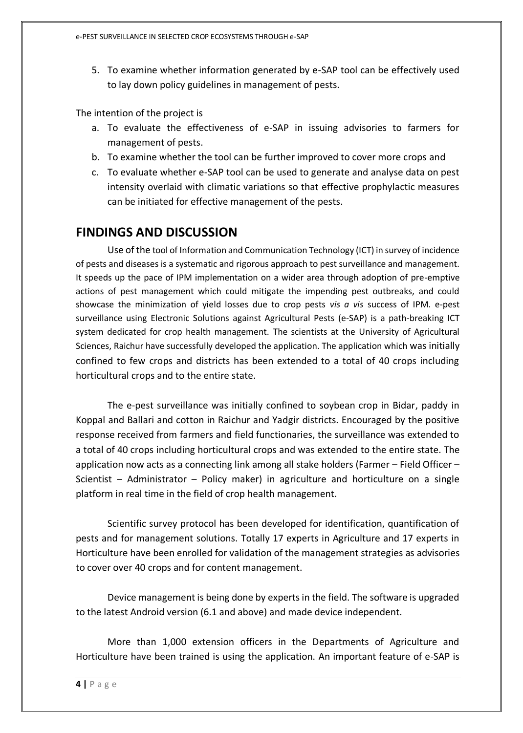5. To examine whether information generated by e-SAP tool can be effectively used to lay down policy guidelines in management of pests.

The intention of the project is

a. To evaluate the effectiveness of e-SAP in issuing advisories to farmers for management of pests.
b. To examine whether the tool can be further improved to cover more crops and
c. To evaluate whether e-SAP tool can be used to generate and analyse data on pest intensity overlaid with climatic variations so that effective prophylactic measures can be initiated for effective management of the pests.

## FINDINGS AND DISCUSSION

Use of the tool of Information and Communication Technology (ICT) in survey of incidence of pests and diseases is a systematic and rigorous approach to pest surveillance and management. It speeds up the pace of IPM implementation on a wider area through adoption of pre-emptive actions of pest management which could mitigate the impending pest outbreaks, and could showcase the minimization of yield losses due to crop pests *vis a vis* success of IPM. e-pest surveillance using Electronic Solutions against Agricultural Pests (e-SAP) is a path-breaking ICT system dedicated for crop health management. The scientists at the University of Agricultural Sciences, Raichur have successfully developed the application. The application which was initially confined to few crops and districts has been extended to a total of 40 crops including horticultural crops and to the entire state.

The e-pest surveillance was initially confined to soybean crop in Bidar, paddy in Koppal and Ballari and cotton in Raichur and Yadgir districts. Encouraged by the positive response received from farmers and field functionaries, the surveillance was extended to a total of 40 crops including horticultural crops and was extended to the entire state. The application now acts as a connecting link among all stake holders (Farmer – Field Officer – Scientist – Administrator – Policy maker) in agriculture and horticulture on a single platform in real time in the field of crop health management.

Scientific survey protocol has been developed for identification, quantification of pests and for management solutions. Totally 17 experts in Agriculture and 17 experts in Horticulture have been enrolled for validation of the management strategies as advisories to cover over 40 crops and for content management.

Device management is being done by experts in the field. The software is upgraded to the latest Android version (6.1 and above) and made device independent.

More than 1,000 extension officers in the Departments of Agriculture and Horticulture have been trained is using the application. An important feature of e-SAP is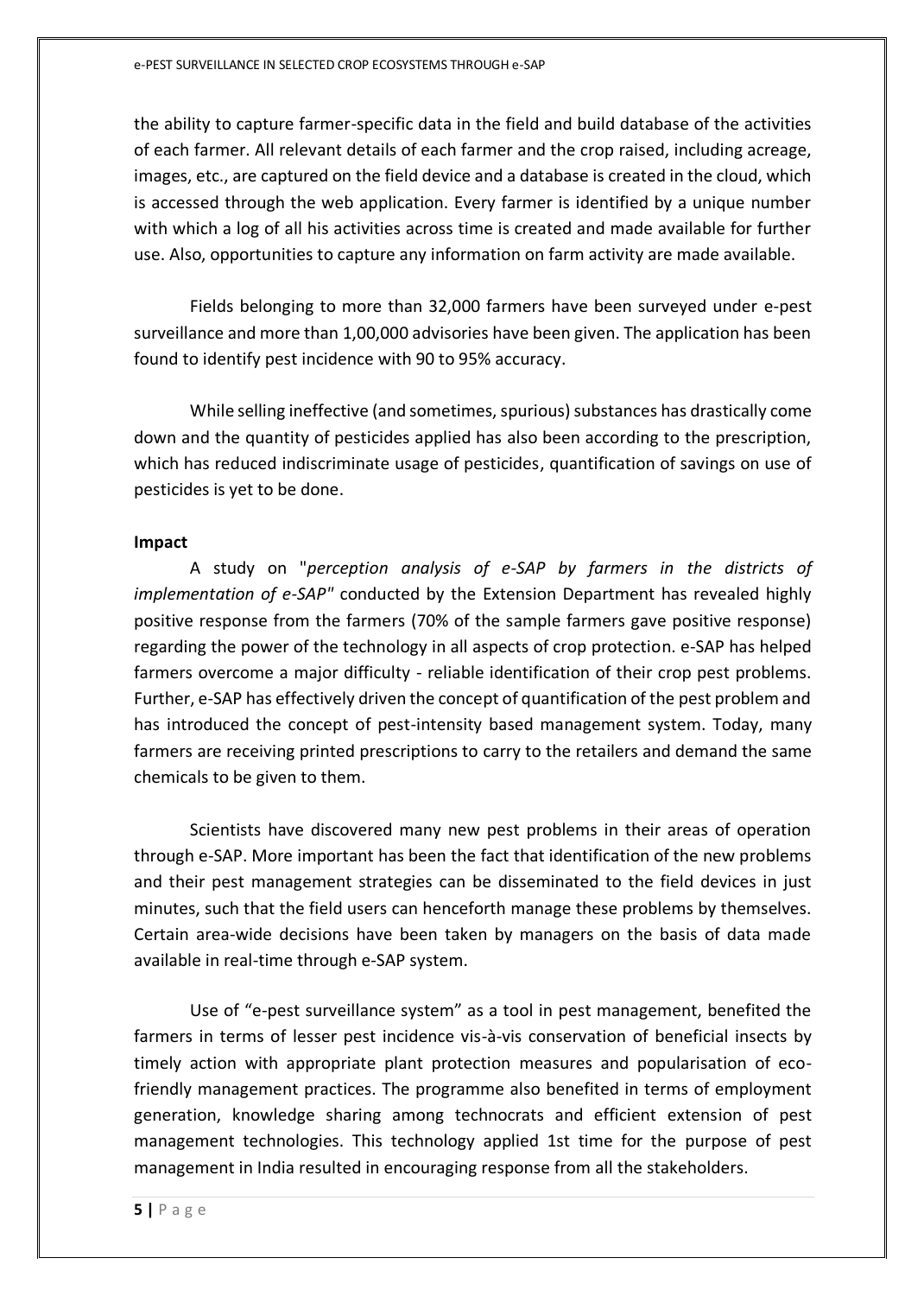the ability to capture farmer-specific data in the field and build database of the activities of each farmer. All relevant details of each farmer and the crop raised, including acreage, images, etc., are captured on the field device and a database is created in the cloud, which is accessed through the web application. Every farmer is identified by a unique number with which a log of all his activities across time is created and made available for further use. Also, opportunities to capture any information on farm activity are made available.

Fields belonging to more than 32,000 farmers have been surveyed under e-pest surveillance and more than 1,00,000 advisories have been given. The application has been found to identify pest incidence with 90 to 95% accuracy.

While selling ineffective (and sometimes, spurious) substances has drastically come down and the quantity of pesticides applied has also been according to the prescription, which has reduced indiscriminate usage of pesticides, quantification of savings on use of pesticides is yet to be done.

**Impact**

A study on "*perception analysis of e-SAP by farmers in the districts of implementation of e-SAP"* conducted by the Extension Department has revealed highly positive response from the farmers (70% of the sample farmers gave positive response) regarding the power of the technology in all aspects of crop protection. e-SAP has helped farmers overcome a major difficulty - reliable identification of their crop pest problems. Further, e-SAP has effectively driven the concept of quantification of the pest problem and has introduced the concept of pest-intensity based management system. Today, many farmers are receiving printed prescriptions to carry to the retailers and demand the same chemicals to be given to them.

Scientists have discovered many new pest problems in their areas of operation through e-SAP. More important has been the fact that identification of the new problems and their pest management strategies can be disseminated to the field devices in just minutes, such that the field users can henceforth manage these problems by themselves. Certain area-wide decisions have been taken by managers on the basis of data made available in real-time through e-SAP system.

Use of "e-pest surveillance system" as a tool in pest management, benefited the farmers in terms of lesser pest incidence vis-à-vis conservation of beneficial insects by timely action with appropriate plant protection measures and popularisation of eco-friendly management practices. The programme also benefited in terms of employment generation, knowledge sharing among technocrats and efficient extension of pest management technologies. This technology applied 1st time for the purpose of pest management in India resulted in encouraging response from all the stakeholders.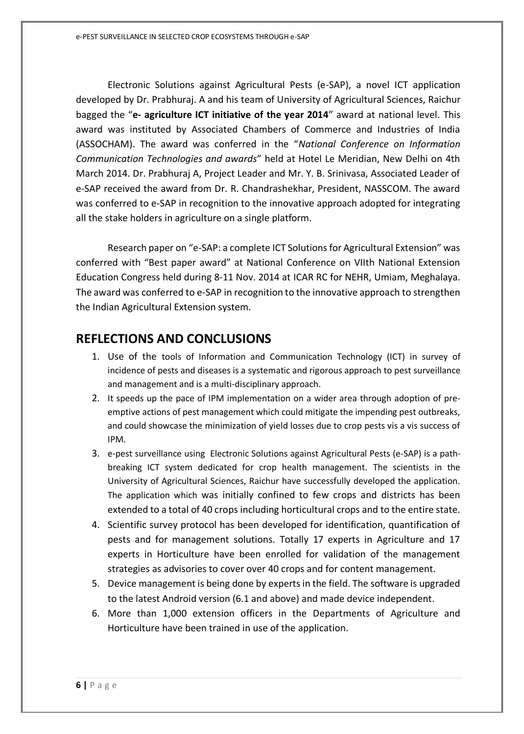Electronic Solutions against Agricultural Pests (e-SAP), a novel ICT application developed by Dr. Prabhuraj. A and his team of University of Agricultural Sciences, Raichur bagged the "**e- agriculture ICT initiative of the year 2014**" award at national level. This award was instituted by Associated Chambers of Commerce and Industries of India (ASSOCHAM). The award was conferred in the "*National Conference on Information Communication Technologies and awards*" held at Hotel Le Meridian, New Delhi on 4th March 2014. Dr. Prabhuraj A, Project Leader and Mr. Y. B. Srinivasa, Associated Leader of e-SAP received the award from Dr. R. Chandrashekhar, President, NASSCOM. The award was conferred to e-SAP in recognition to the innovative approach adopted for integrating all the stake holders in agriculture on a single platform.

Research paper on "e-SAP: a complete ICT Solutions for Agricultural Extension" was conferred with "Best paper award" at National Conference on VIIth National Extension Education Congress held during 8-11 Nov. 2014 at ICAR RC for NEHR, Umiam, Meghalaya. The award was conferred to e-SAP in recognition to the innovative approach to strengthen the Indian Agricultural Extension system.

## REFLECTIONS AND CONCLUSIONS

1. Use of the tools of Information and Communication Technology (ICT) in survey of incidence of pests and diseases is a systematic and rigorous approach to pest surveillance and management and is a multi-disciplinary approach.
2. It speeds up the pace of IPM implementation on a wider area through adoption of pre-emptive actions of pest management which could mitigate the impending pest outbreaks, and could showcase the minimization of yield losses due to crop pests vis a vis success of IPM.
3. e-pest surveillance using Electronic Solutions against Agricultural Pests (e-SAP) is a path-breaking ICT system dedicated for crop health management. The scientists in the University of Agricultural Sciences, Raichur have successfully developed the application. The application which was initially confined to few crops and districts has been extended to a total of 40 crops including horticultural crops and to the entire state.
4. Scientific survey protocol has been developed for identification, quantification of pests and for management solutions. Totally 17 experts in Agriculture and 17 experts in Horticulture have been enrolled for validation of the management strategies as advisories to cover over 40 crops and for content management.
5. Device management is being done by experts in the field. The software is upgraded to the latest Android version (6.1 and above) and made device independent.
6. More than 1,000 extension officers in the Departments of Agriculture and Horticulture have been trained in use of the application.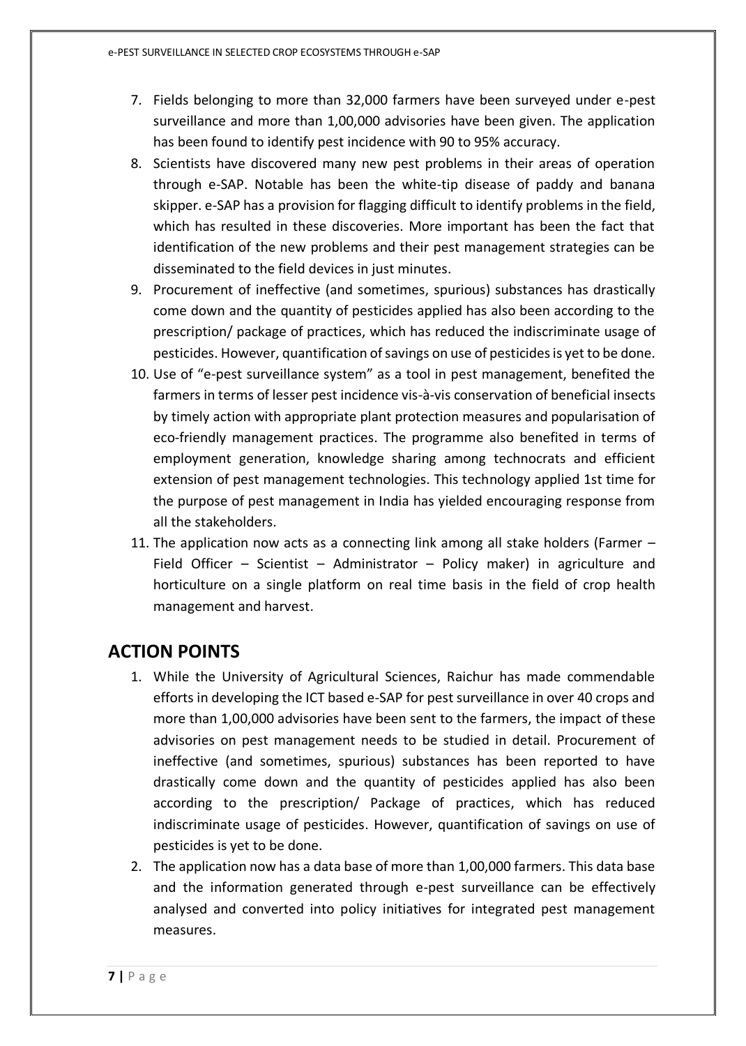7. Fields belonging to more than 32,000 farmers have been surveyed under e-pest surveillance and more than 1,00,000 advisories have been given. The application has been found to identify pest incidence with 90 to 95% accuracy.
8. Scientists have discovered many new pest problems in their areas of operation through e-SAP. Notable has been the white-tip disease of paddy and banana skipper. e-SAP has a provision for flagging difficult to identify problems in the field, which has resulted in these discoveries. More important has been the fact that identification of the new problems and their pest management strategies can be disseminated to the field devices in just minutes.
9. Procurement of ineffective (and sometimes, spurious) substances has drastically come down and the quantity of pesticides applied has also been according to the prescription/ package of practices, which has reduced the indiscriminate usage of pesticides. However, quantification of savings on use of pesticides is yet to be done.
10. Use of "e-pest surveillance system" as a tool in pest management, benefited the farmers in terms of lesser pest incidence vis-à-vis conservation of beneficial insects by timely action with appropriate plant protection measures and popularisation of eco-friendly management practices. The programme also benefited in terms of employment generation, knowledge sharing among technocrats and efficient extension of pest management technologies. This technology applied 1st time for the purpose of pest management in India has yielded encouraging response from all the stakeholders.
11. The application now acts as a connecting link among all stake holders (Farmer – Field Officer – Scientist – Administrator – Policy maker) in agriculture and horticulture on a single platform on real time basis in the field of crop health management and harvest.

## ACTION POINTS

1. While the University of Agricultural Sciences, Raichur has made commendable efforts in developing the ICT based e-SAP for pest surveillance in over 40 crops and more than 1,00,000 advisories have been sent to the farmers, the impact of these advisories on pest management needs to be studied in detail. Procurement of ineffective (and sometimes, spurious) substances has been reported to have drastically come down and the quantity of pesticides applied has also been according to the prescription/ Package of practices, which has reduced indiscriminate usage of pesticides. However, quantification of savings on use of pesticides is yet to be done.
2. The application now has a data base of more than 1,00,000 farmers. This data base and the information generated through e-pest surveillance can be effectively analysed and converted into policy initiatives for integrated pest management measures.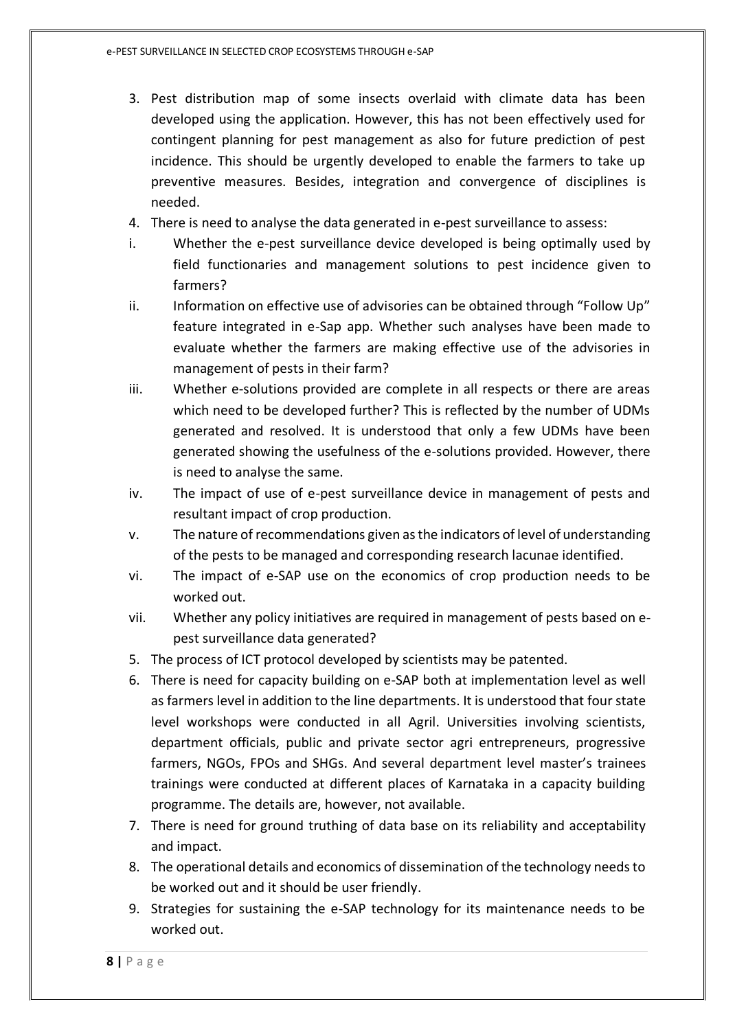3. Pest distribution map of some insects overlaid with climate data has been developed using the application. However, this has not been effectively used for contingent planning for pest management as also for future prediction of pest incidence. This should be urgently developed to enable the farmers to take up preventive measures. Besides, integration and convergence of disciplines is needed.
4. There is need to analyse the data generated in e-pest surveillance to assess:

   i. Whether the e-pest surveillance device developed is being optimally used by field functionaries and management solutions to pest incidence given to farmers?

   ii. Information on effective use of advisories can be obtained through "Follow Up" feature integrated in e-Sap app. Whether such analyses have been made to evaluate whether the farmers are making effective use of the advisories in management of pests in their farm?

   iii. Whether e-solutions provided are complete in all respects or there are areas which need to be developed further? This is reflected by the number of UDMs generated and resolved. It is understood that only a few UDMs have been generated showing the usefulness of the e-solutions provided. However, there is need to analyse the same.

   iv. The impact of use of e-pest surveillance device in management of pests and resultant impact of crop production.

   v. The nature of recommendations given as the indicators of level of understanding of the pests to be managed and corresponding research lacunae identified.

   vi. The impact of e-SAP use on the economics of crop production needs to be worked out.

   vii. Whether any policy initiatives are required in management of pests based on e-pest surveillance data generated?

5. The process of ICT protocol developed by scientists may be patented.
6. There is need for capacity building on e-SAP both at implementation level as well as farmers level in addition to the line departments. It is understood that four state level workshops were conducted in all Agril. Universities involving scientists, department officials, public and private sector agri entrepreneurs, progressive farmers, NGOs, FPOs and SHGs. And several department level master's trainees trainings were conducted at different places of Karnataka in a capacity building programme. The details are, however, not available.
7. There is need for ground truthing of data base on its reliability and acceptability and impact.
8. The operational details and economics of dissemination of the technology needs to be worked out and it should be user friendly.
9. Strategies for sustaining the e-SAP technology for its maintenance needs to be worked out.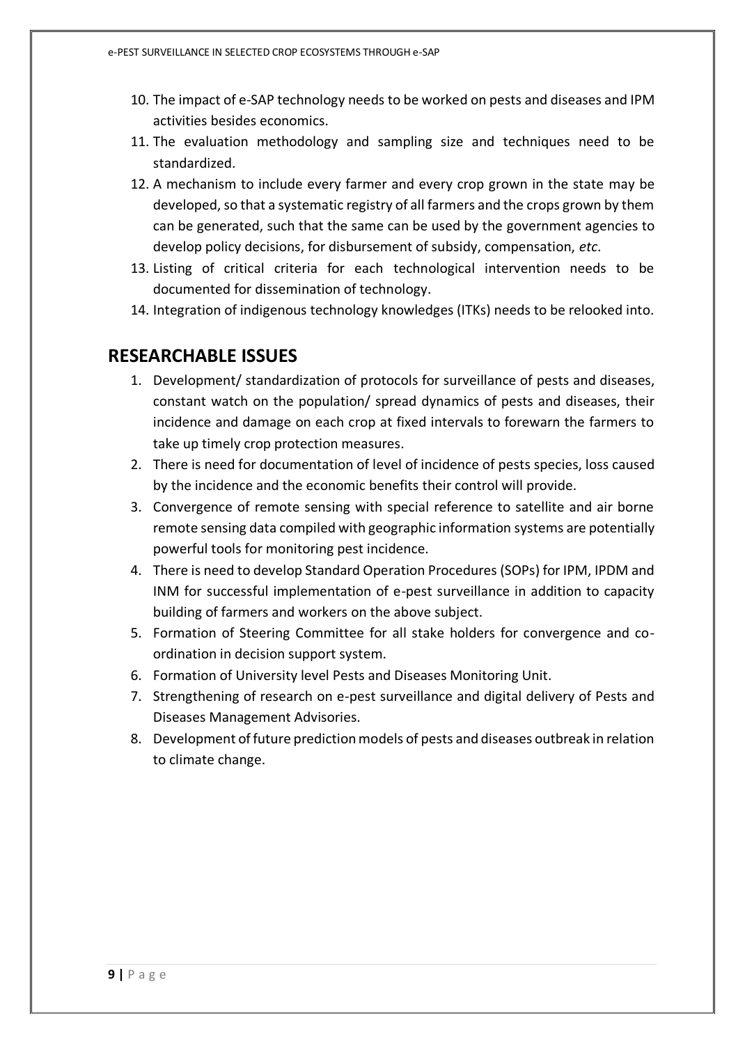10. The impact of e-SAP technology needs to be worked on pests and diseases and IPM activities besides economics.
11. The evaluation methodology and sampling size and techniques need to be standardized.
12. A mechanism to include every farmer and every crop grown in the state may be developed, so that a systematic registry of all farmers and the crops grown by them can be generated, such that the same can be used by the government agencies to develop policy decisions, for disbursement of subsidy, compensation, *etc.*
13. Listing of critical criteria for each technological intervention needs to be documented for dissemination of technology.
14. Integration of indigenous technology knowledges (ITKs) needs to be relooked into.

## RESEARCHABLE ISSUES

1. Development/ standardization of protocols for surveillance of pests and diseases, constant watch on the population/ spread dynamics of pests and diseases, their incidence and damage on each crop at fixed intervals to forewarn the farmers to take up timely crop protection measures.
2. There is need for documentation of level of incidence of pests species, loss caused by the incidence and the economic benefits their control will provide.
3. Convergence of remote sensing with special reference to satellite and air borne remote sensing data compiled with geographic information systems are potentially powerful tools for monitoring pest incidence.
4. There is need to develop Standard Operation Procedures (SOPs) for IPM, IPDM and INM for successful implementation of e-pest surveillance in addition to capacity building of farmers and workers on the above subject.
5. Formation of Steering Committee for all stake holders for convergence and co-ordination in decision support system.
6. Formation of University level Pests and Diseases Monitoring Unit.
7. Strengthening of research on e-pest surveillance and digital delivery of Pests and Diseases Management Advisories.
8. Development of future prediction models of pests and diseases outbreak in relation to climate change.